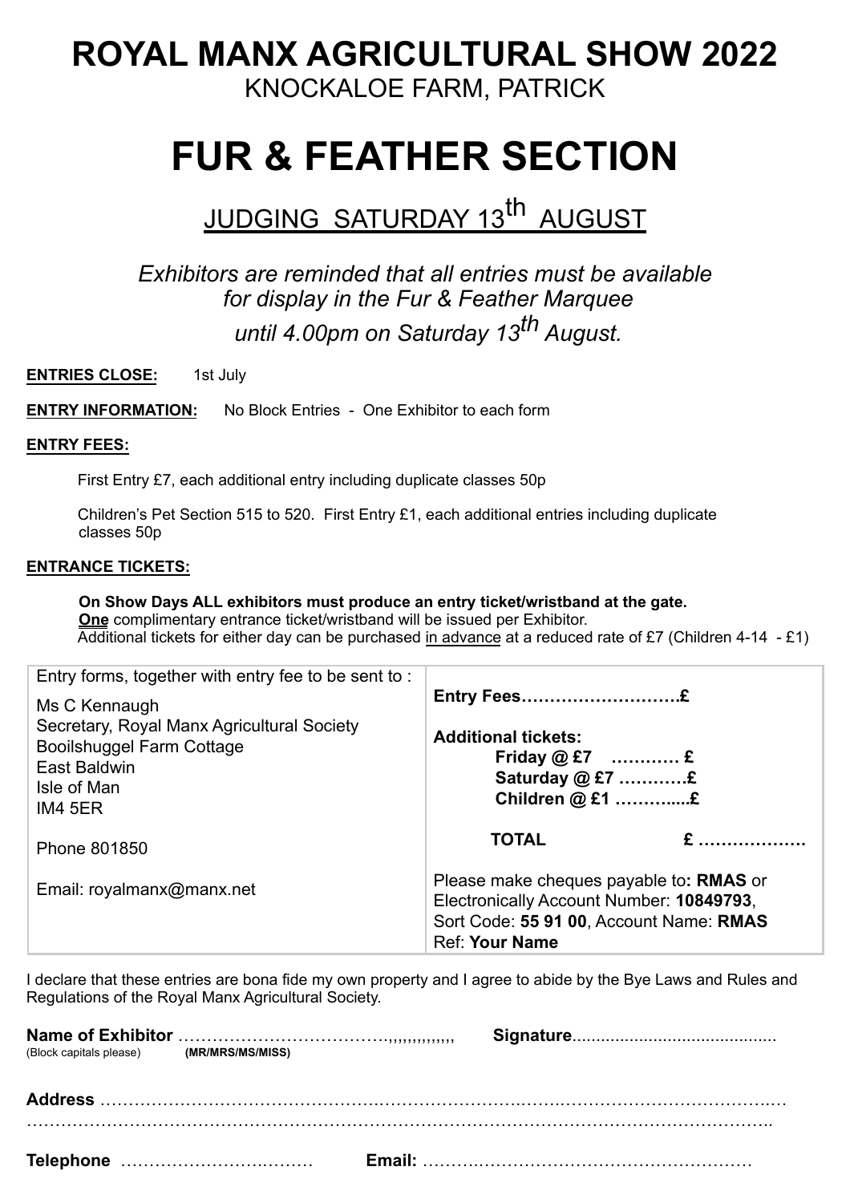# ROYAL MANX AGRICULTURAL SHOW 2022

KNOCKALOE FARM, PATRICK

# FUR & FEATHER SECTION

## JUDGING SATURDAY 13th AUGUST

*Exhibitors are reminded that all entries must be available for display in the Fur & Feather Marquee until 4.00pm on Saturday 13th August.*

**ENTRIES CLOSE:** 1st July

**ENTRY INFORMATION:** No Block Entries - One Exhibitor to each form

**ENTRY FEES:**

First Entry £7, each additional entry including duplicate classes 50p

Children's Pet Section 515 to 520. First Entry £1, each additional entries including duplicate classes 50p

**ENTRANCE TICKETS:**

**On Show Days ALL exhibitors must produce an entry ticket/wristband at the gate.**
**One** complimentary entrance ticket/wristband will be issued per Exhibitor.
Additional tickets for either day can be purchased in advance at a reduced rate of £7 (Children 4-14 - £1)

| | |
|---|---|
| Entry forms, together with entry fee to be sent to :<br><br>Ms C Kennaugh<br>Secretary, Royal Manx Agricultural Society<br>Booilshuggel Farm Cottage<br>East Baldwin<br>Isle of Man<br>IM4 5ER<br><br>Phone 801850<br><br>Email: royalmanx@manx.net | **Entry Fees……………………….£**<br><br>**Additional tickets:**<br>**Friday @ £7 ………… £**<br>**Saturday @ £7 …………£**<br>**Children @ £1 ………....£**<br><br>**TOTAL £ ……………….**<br><br>Please make cheques payable to**: RMAS** or Electronically Account Number: **10849793**, Sort Code: **55 91 00**, Account Name: **RMAS** Ref: **Your Name** |

I declare that these entries are bona fide my own property and I agree to abide by the Bye Laws and Rules and Regulations of the Royal Manx Agricultural Society.

**Name of Exhibitor** ……………………………….,,,,,,,,,,,,,, **Signature**..........................................
(Block capitals please) **(MR/MRS/MS/MISS)**

**Address** ………………………………………………………………………………………………………
……………………………………………………………………………………………………………………

**Telephone** …………………………… **Email:** ……………………………………………………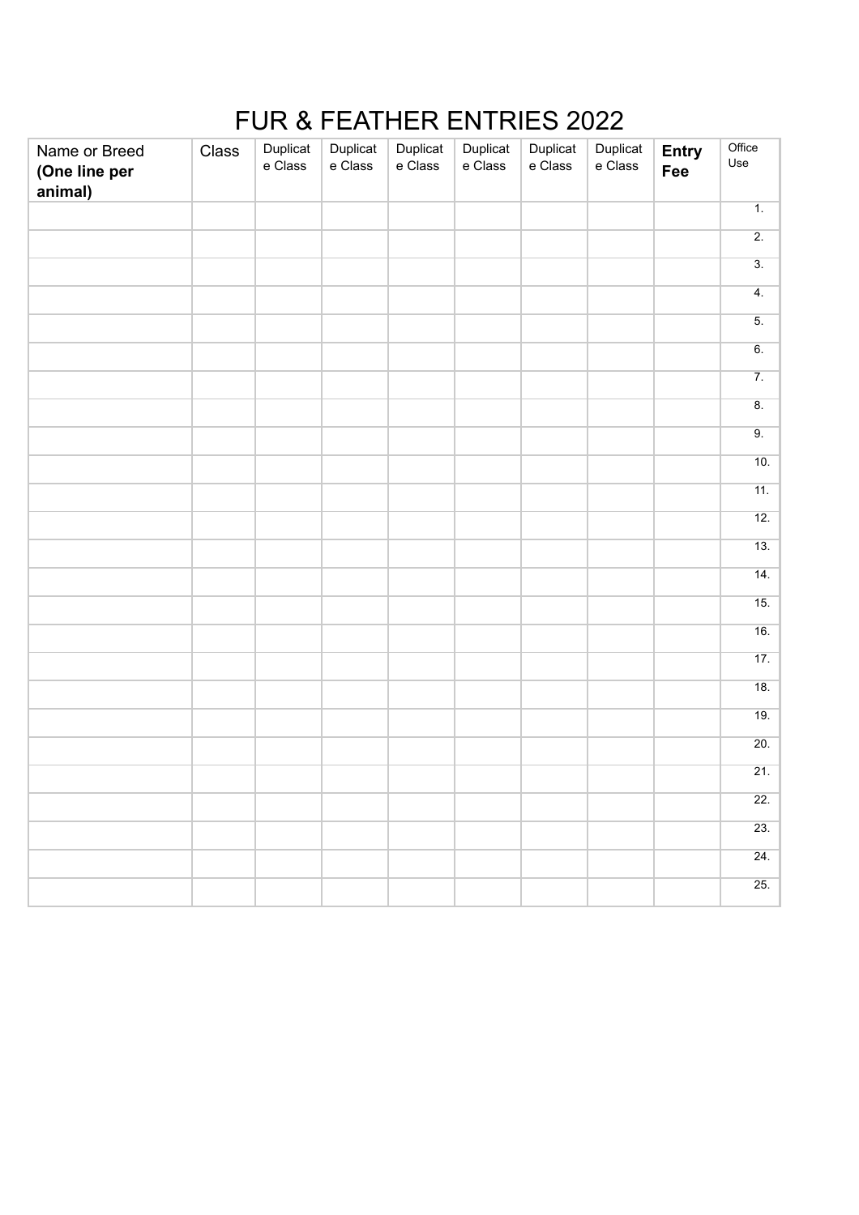# FUR & FEATHER ENTRIES 2022

| Name or Breed **(One line per animal)** | Class | Duplicate Class | Duplicate Class | Duplicate Class | Duplicate Class | Duplicate Class | Duplicate Class | **Entry Fee** | Office Use |
|---|---|---|---|---|---|---|---|---|---|
| | | | | | | | | | 1. |
| | | | | | | | | | 2. |
| | | | | | | | | | 3. |
| | | | | | | | | | 4. |
| | | | | | | | | | 5. |
| | | | | | | | | | 6. |
| | | | | | | | | | 7. |
| | | | | | | | | | 8. |
| | | | | | | | | | 9. |
| | | | | | | | | | 10. |
| | | | | | | | | | 11. |
| | | | | | | | | | 12. |
| | | | | | | | | | 13. |
| | | | | | | | | | 14. |
| | | | | | | | | | 15. |
| | | | | | | | | | 16. |
| | | | | | | | | | 17. |
| | | | | | | | | | 18. |
| | | | | | | | | | 19. |
| | | | | | | | | | 20. |
| | | | | | | | | | 21. |
| | | | | | | | | | 22. |
| | | | | | | | | | 23. |
| | | | | | | | | | 24. |
| | | | | | | | | | 25. |